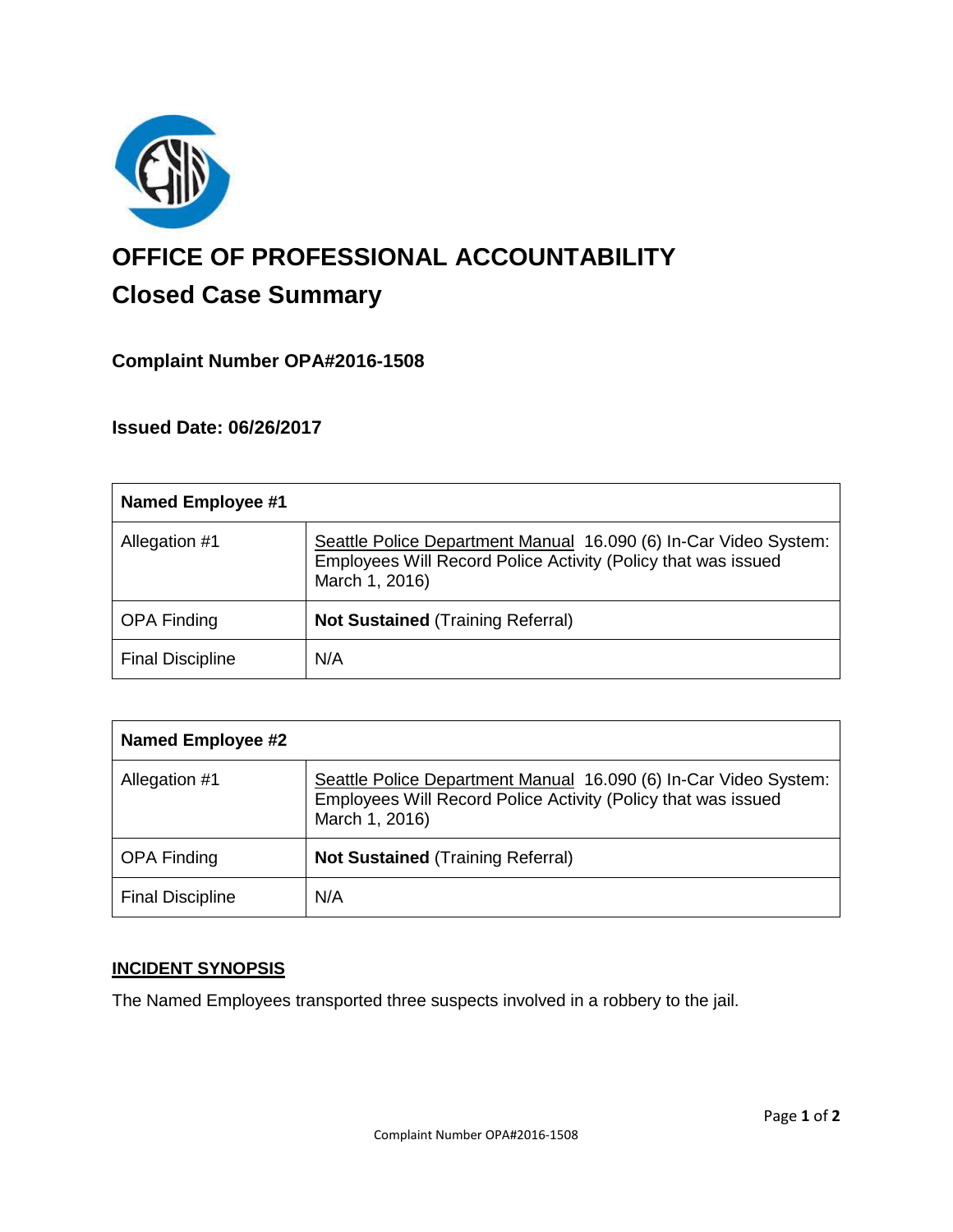# OFFICE OF PROFESSIONAL ACCOUNTABILITY

## Closed Case Summary

### Complaint Number OPA#2016-1508

### Issued Date: 06/26/2017

| **Named Employee #1** | |
|---|---|
| Allegation #1 | Seattle Police Department Manual 16.090 (6) In-Car Video System: Employees Will Record Police Activity (Policy that was issued March 1, 2016) |
| OPA Finding | **Not Sustained** (Training Referral) |
| Final Discipline | N/A |

| **Named Employee #2** | |
|---|---|
| Allegation #1 | Seattle Police Department Manual 16.090 (6) In-Car Video System: Employees Will Record Police Activity (Policy that was issued March 1, 2016) |
| OPA Finding | **Not Sustained** (Training Referral) |
| Final Discipline | N/A |

**INCIDENT SYNOPSIS**

The Named Employees transported three suspects involved in a robbery to the jail.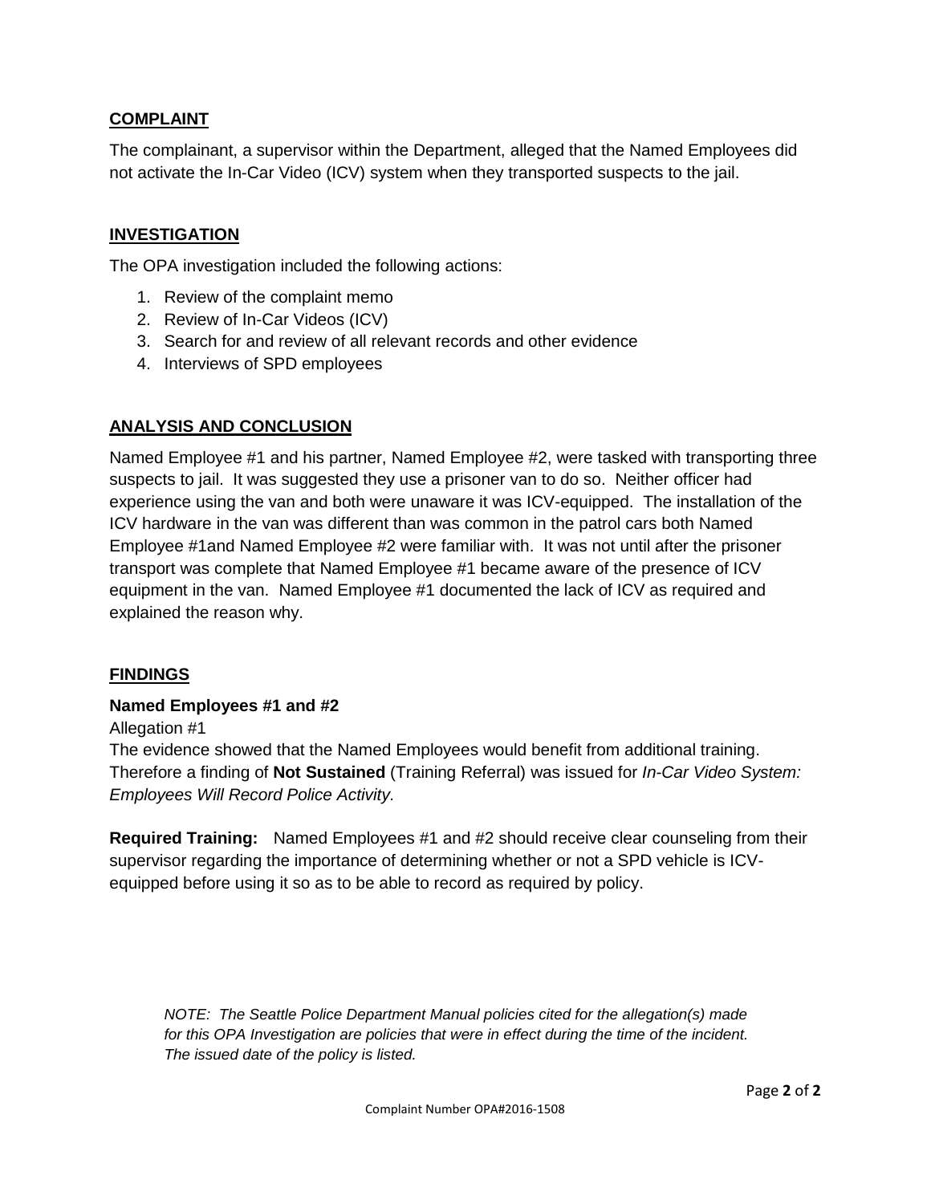## COMPLAINT

The complainant, a supervisor within the Department, alleged that the Named Employees did not activate the In-Car Video (ICV) system when they transported suspects to the jail.

## INVESTIGATION

The OPA investigation included the following actions:

1. Review of the complaint memo
2. Review of In-Car Videos (ICV)
3. Search for and review of all relevant records and other evidence
4. Interviews of SPD employees

## ANALYSIS AND CONCLUSION

Named Employee #1 and his partner, Named Employee #2, were tasked with transporting three suspects to jail. It was suggested they use a prisoner van to do so. Neither officer had experience using the van and both were unaware it was ICV-equipped. The installation of the ICV hardware in the van was different than was common in the patrol cars both Named Employee #1and Named Employee #2 were familiar with. It was not until after the prisoner transport was complete that Named Employee #1 became aware of the presence of ICV equipment in the van. Named Employee #1 documented the lack of ICV as required and explained the reason why.

## FINDINGS

**Named Employees #1 and #2**

Allegation #1

The evidence showed that the Named Employees would benefit from additional training. Therefore a finding of **Not Sustained** (Training Referral) was issued for *In-Car Video System: Employees Will Record Police Activity.*

**Required Training:** Named Employees #1 and #2 should receive clear counseling from their supervisor regarding the importance of determining whether or not a SPD vehicle is ICV-equipped before using it so as to be able to record as required by policy.

*NOTE: The Seattle Police Department Manual policies cited for the allegation(s) made for this OPA Investigation are policies that were in effect during the time of the incident. The issued date of the policy is listed.*

Complaint Number OPA#2016-1508